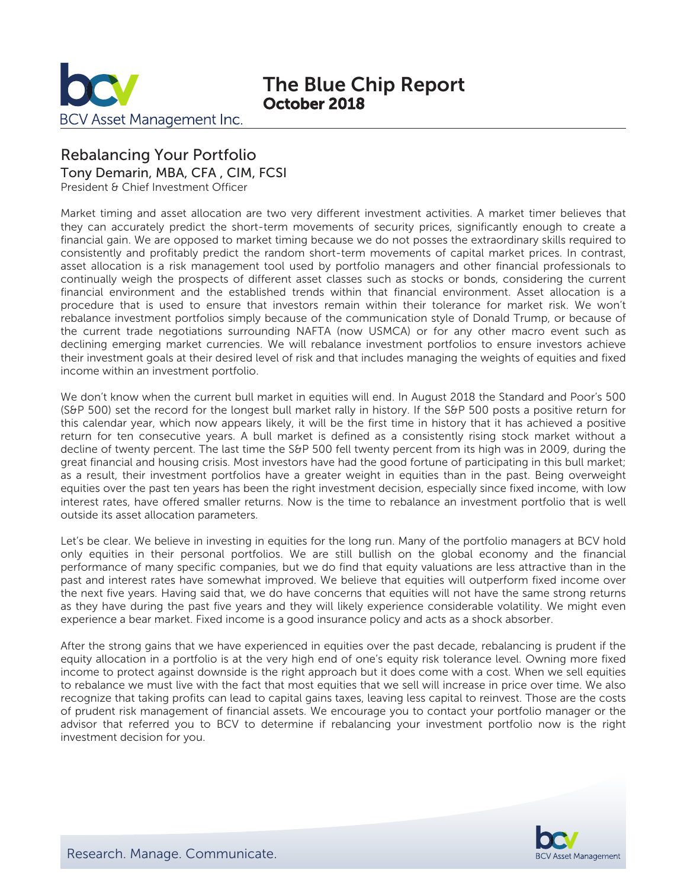BCV Asset Management Inc.

# The Blue Chip Report

**October 2018**

## Rebalancing Your Portfolio

### Tony Demarin, MBA, CFA , CIM, FCSI

President & Chief Investment Officer

Market timing and asset allocation are two very different investment activities. A market timer believes that they can accurately predict the short-term movements of security prices, significantly enough to create a financial gain. We are opposed to market timing because we do not posses the extraordinary skills required to consistently and profitably predict the random short-term movements of capital market prices. In contrast, asset allocation is a risk management tool used by portfolio managers and other financial professionals to continually weigh the prospects of different asset classes such as stocks or bonds, considering the current financial environment and the established trends within that financial environment. Asset allocation is a procedure that is used to ensure that investors remain within their tolerance for market risk. We won't rebalance investment portfolios simply because of the communication style of Donald Trump, or because of the current trade negotiations surrounding NAFTA (now USMCA) or for any other macro event such as declining emerging market currencies. We will rebalance investment portfolios to ensure investors achieve their investment goals at their desired level of risk and that includes managing the weights of equities and fixed income within an investment portfolio.

We don't know when the current bull market in equities will end. In August 2018 the Standard and Poor's 500 (S&P 500) set the record for the longest bull market rally in history. If the S&P 500 posts a positive return for this calendar year, which now appears likely, it will be the first time in history that it has achieved a positive return for ten consecutive years. A bull market is defined as a consistently rising stock market without a decline of twenty percent. The last time the S&P 500 fell twenty percent from its high was in 2009, during the great financial and housing crisis. Most investors have had the good fortune of participating in this bull market; as a result, their investment portfolios have a greater weight in equities than in the past. Being overweight equities over the past ten years has been the right investment decision, especially since fixed income, with low interest rates, have offered smaller returns. Now is the time to rebalance an investment portfolio that is well outside its asset allocation parameters.

Let's be clear. We believe in investing in equities for the long run. Many of the portfolio managers at BCV hold only equities in their personal portfolios. We are still bullish on the global economy and the financial performance of many specific companies, but we do find that equity valuations are less attractive than in the past and interest rates have somewhat improved. We believe that equities will outperform fixed income over the next five years. Having said that, we do have concerns that equities will not have the same strong returns as they have during the past five years and they will likely experience considerable volatility. We might even experience a bear market. Fixed income is a good insurance policy and acts as a shock absorber.

After the strong gains that we have experienced in equities over the past decade, rebalancing is prudent if the equity allocation in a portfolio is at the very high end of one's equity risk tolerance level. Owning more fixed income to protect against downside is the right approach but it does come with a cost. When we sell equities to rebalance we must live with the fact that most equities that we sell will increase in price over time. We also recognize that taking profits can lead to capital gains taxes, leaving less capital to reinvest. Those are the costs of prudent risk management of financial assets. We encourage you to contact your portfolio manager or the advisor that referred you to BCV to determine if rebalancing your investment portfolio now is the right investment decision for you.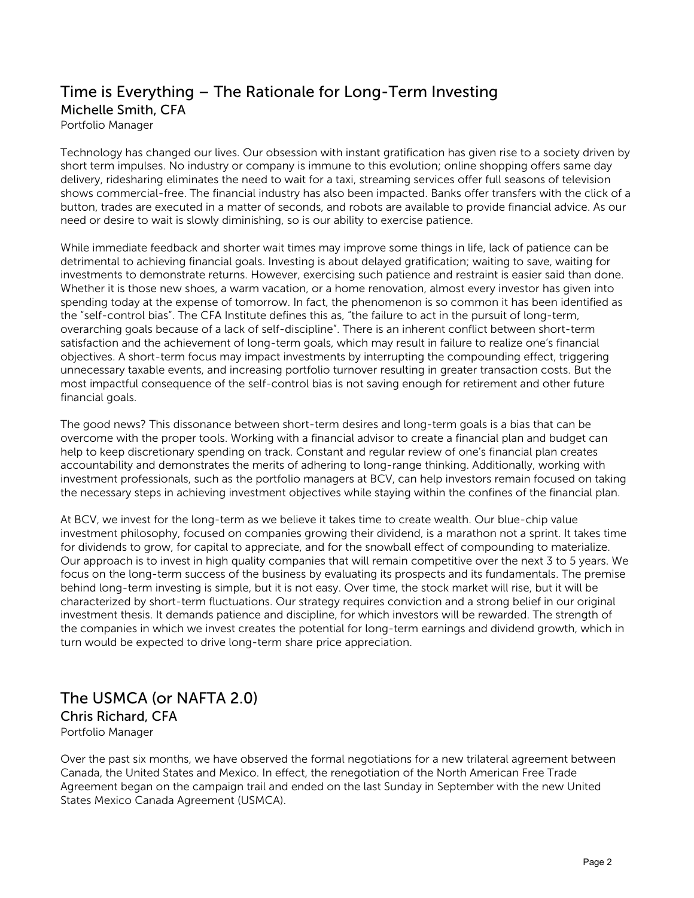## Time is Everything – The Rationale for Long-Term Investing

### Michelle Smith, CFA

Portfolio Manager

Technology has changed our lives. Our obsession with instant gratification has given rise to a society driven by short term impulses. No industry or company is immune to this evolution; online shopping offers same day delivery, ridesharing eliminates the need to wait for a taxi, streaming services offer full seasons of television shows commercial-free. The financial industry has also been impacted. Banks offer transfers with the click of a button, trades are executed in a matter of seconds, and robots are available to provide financial advice. As our need or desire to wait is slowly diminishing, so is our ability to exercise patience.

While immediate feedback and shorter wait times may improve some things in life, lack of patience can be detrimental to achieving financial goals. Investing is about delayed gratification; waiting to save, waiting for investments to demonstrate returns. However, exercising such patience and restraint is easier said than done. Whether it is those new shoes, a warm vacation, or a home renovation, almost every investor has given into spending today at the expense of tomorrow. In fact, the phenomenon is so common it has been identified as the "self-control bias". The CFA Institute defines this as, "the failure to act in the pursuit of long-term, overarching goals because of a lack of self-discipline". There is an inherent conflict between short-term satisfaction and the achievement of long-term goals, which may result in failure to realize one's financial objectives. A short-term focus may impact investments by interrupting the compounding effect, triggering unnecessary taxable events, and increasing portfolio turnover resulting in greater transaction costs. But the most impactful consequence of the self-control bias is not saving enough for retirement and other future financial goals.

The good news? This dissonance between short-term desires and long-term goals is a bias that can be overcome with the proper tools. Working with a financial advisor to create a financial plan and budget can help to keep discretionary spending on track. Constant and regular review of one's financial plan creates accountability and demonstrates the merits of adhering to long-range thinking. Additionally, working with investment professionals, such as the portfolio managers at BCV, can help investors remain focused on taking the necessary steps in achieving investment objectives while staying within the confines of the financial plan.

At BCV, we invest for the long-term as we believe it takes time to create wealth. Our blue-chip value investment philosophy, focused on companies growing their dividend, is a marathon not a sprint. It takes time for dividends to grow, for capital to appreciate, and for the snowball effect of compounding to materialize. Our approach is to invest in high quality companies that will remain competitive over the next 3 to 5 years. We focus on the long-term success of the business by evaluating its prospects and its fundamentals. The premise behind long-term investing is simple, but it is not easy. Over time, the stock market will rise, but it will be characterized by short-term fluctuations. Our strategy requires conviction and a strong belief in our original investment thesis. It demands patience and discipline, for which investors will be rewarded. The strength of the companies in which we invest creates the potential for long-term earnings and dividend growth, which in turn would be expected to drive long-term share price appreciation.

## The USMCA (or NAFTA 2.0)

### Chris Richard, CFA

Portfolio Manager

Over the past six months, we have observed the formal negotiations for a new trilateral agreement between Canada, the United States and Mexico. In effect, the renegotiation of the North American Free Trade Agreement began on the campaign trail and ended on the last Sunday in September with the new United States Mexico Canada Agreement (USMCA).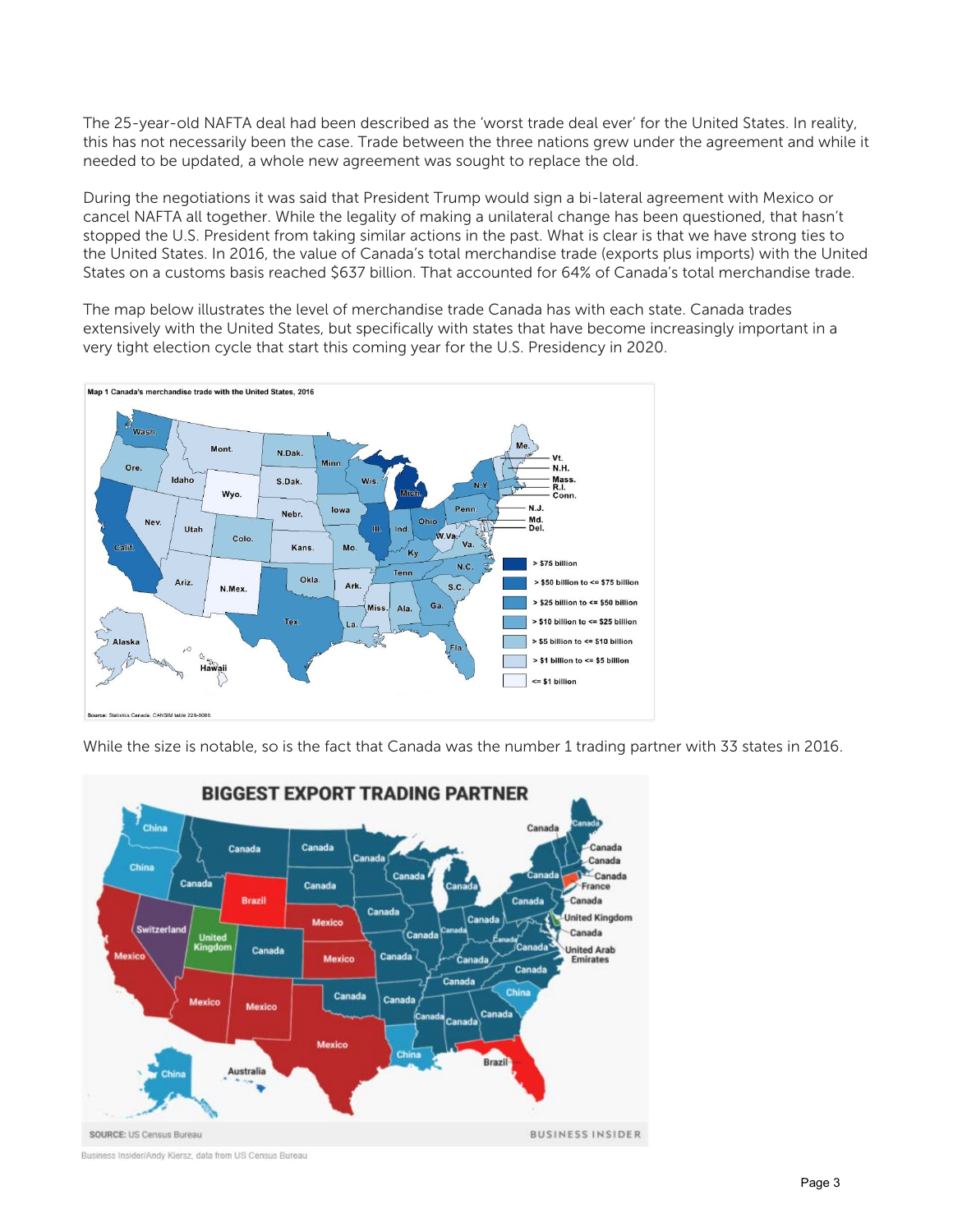The 25-year-old NAFTA deal had been described as the 'worst trade deal ever' for the United States. In reality, this has not necessarily been the case. Trade between the three nations grew under the agreement and while it needed to be updated, a whole new agreement was sought to replace the old.

During the negotiations it was said that President Trump would sign a bi-lateral agreement with Mexico or cancel NAFTA all together. While the legality of making a unilateral change has been questioned, that hasn't stopped the U.S. President from taking similar actions in the past. What is clear is that we have strong ties to the United States. In 2016, the value of Canada's total merchandise trade (exports plus imports) with the United States on a customs basis reached $637 billion. That accounted for 64% of Canada's total merchandise trade.

The map below illustrates the level of merchandise trade Canada has with each state. Canada trades extensively with the United States, but specifically with states that have become increasingly important in a very tight election cycle that start this coming year for the U.S. Presidency in 2020.

While the size is notable, so is the fact that Canada was the number 1 trading partner with 33 states in 2016.

Business Insider/Andy Kiersz, data from US Census Bureau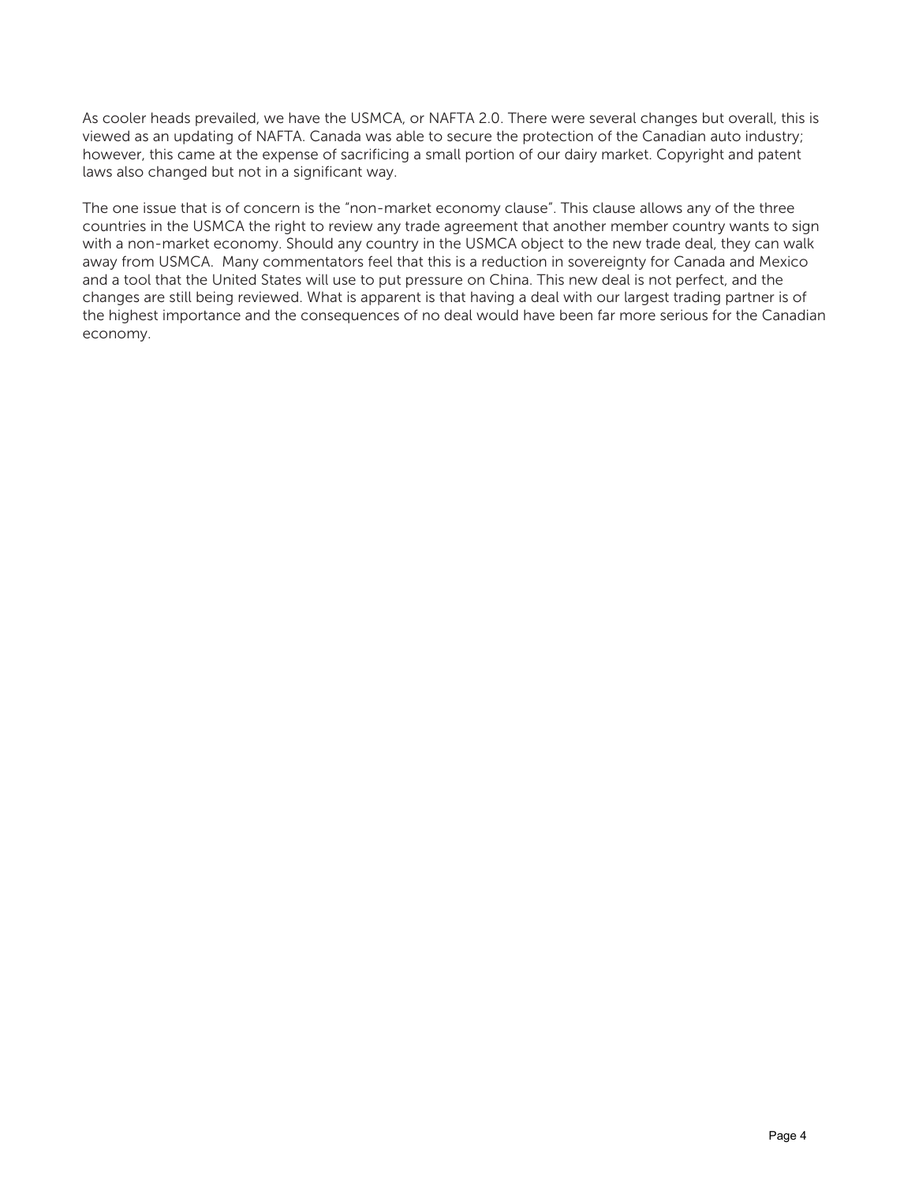As cooler heads prevailed, we have the USMCA, or NAFTA 2.0. There were several changes but overall, this is viewed as an updating of NAFTA. Canada was able to secure the protection of the Canadian auto industry; however, this came at the expense of sacrificing a small portion of our dairy market. Copyright and patent laws also changed but not in a significant way.

The one issue that is of concern is the "non-market economy clause". This clause allows any of the three countries in the USMCA the right to review any trade agreement that another member country wants to sign with a non-market economy. Should any country in the USMCA object to the new trade deal, they can walk away from USMCA. Many commentators feel that this is a reduction in sovereignty for Canada and Mexico and a tool that the United States will use to put pressure on China. This new deal is not perfect, and the changes are still being reviewed. What is apparent is that having a deal with our largest trading partner is of the highest importance and the consequences of no deal would have been far more serious for the Canadian economy.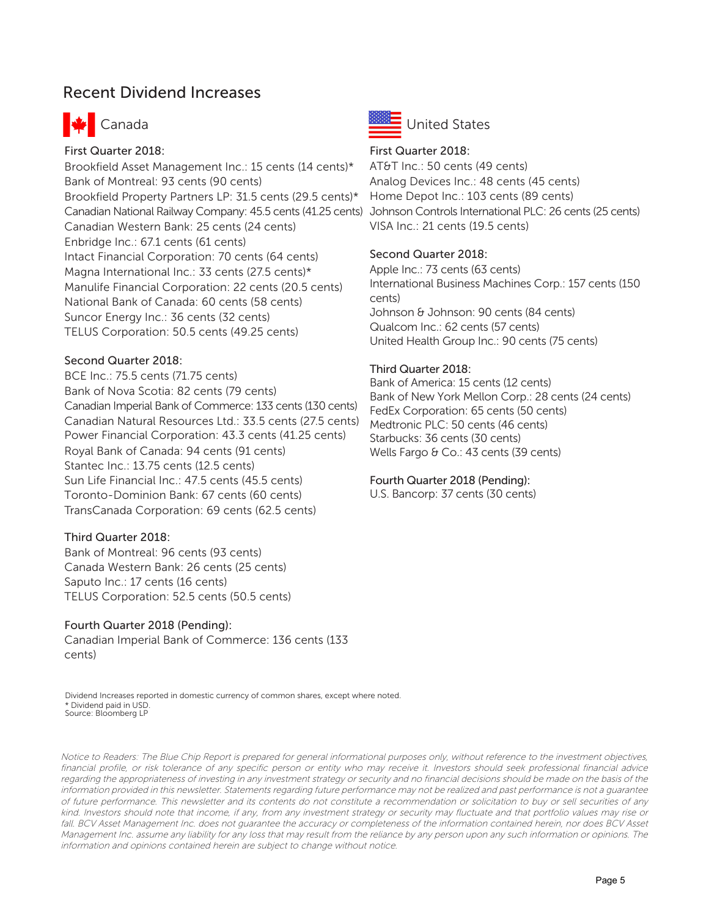## Recent Dividend Increases

### Canada

**First Quarter 2018:**

Brookfield Asset Management Inc.: 15 cents (14 cents)*
Bank of Montreal: 93 cents (90 cents)
Brookfield Property Partners LP: 31.5 cents (29.5 cents)*
Canadian National Railway Company: 45.5 cents (41.25 cents)
Canadian Western Bank: 25 cents (24 cents)
Enbridge Inc.: 67.1 cents (61 cents)
Intact Financial Corporation: 70 cents (64 cents)
Magna International Inc.: 33 cents (27.5 cents)*
Manulife Financial Corporation: 22 cents (20.5 cents)
National Bank of Canada: 60 cents (58 cents)
Suncor Energy Inc.: 36 cents (32 cents)
TELUS Corporation: 50.5 cents (49.25 cents)

**Second Quarter 2018:**

BCE Inc.: 75.5 cents (71.75 cents)
Bank of Nova Scotia: 82 cents (79 cents)
Canadian Imperial Bank of Commerce: 133 cents (130 cents)
Canadian Natural Resources Ltd.: 33.5 cents (27.5 cents)
Power Financial Corporation: 43.3 cents (41.25 cents)
Royal Bank of Canada: 94 cents (91 cents)
Stantec Inc.: 13.75 cents (12.5 cents)
Sun Life Financial Inc.: 47.5 cents (45.5 cents)
Toronto-Dominion Bank: 67 cents (60 cents)
TransCanada Corporation: 69 cents (62.5 cents)

**Third Quarter 2018:**

Bank of Montreal: 96 cents (93 cents)
Canada Western Bank: 26 cents (25 cents)
Saputo Inc.: 17 cents (16 cents)
TELUS Corporation: 52.5 cents (50.5 cents)

**Fourth Quarter 2018 (Pending):**

Canadian Imperial Bank of Commerce: 136 cents (133 cents)

### United States

**First Quarter 2018:**

AT&T Inc.: 50 cents (49 cents)
Analog Devices Inc.: 48 cents (45 cents)
Home Depot Inc.: 103 cents (89 cents)
Johnson Controls International PLC: 26 cents (25 cents)
VISA Inc.: 21 cents (19.5 cents)

**Second Quarter 2018:**

Apple Inc.: 73 cents (63 cents)
International Business Machines Corp.: 157 cents (150 cents)
Johnson & Johnson: 90 cents (84 cents)
Qualcom Inc.: 62 cents (57 cents)
United Health Group Inc.: 90 cents (75 cents)

**Third Quarter 2018:**

Bank of America: 15 cents (12 cents)
Bank of New York Mellon Corp.: 28 cents (24 cents)
FedEx Corporation: 65 cents (50 cents)
Medtronic PLC: 50 cents (46 cents)
Starbucks: 36 cents (30 cents)
Wells Fargo & Co.: 43 cents (39 cents)

**Fourth Quarter 2018 (Pending):**

U.S. Bancorp: 37 cents (30 cents)

Dividend Increases reported in domestic currency of common shares, except where noted.
* Dividend paid in USD.
Source: Bloomberg LP

*Notice to Readers: The Blue Chip Report is prepared for general informational purposes only, without reference to the investment objectives, financial profile, or risk tolerance of any specific person or entity who may receive it. Investors should seek professional financial advice regarding the appropriateness of investing in any investment strategy or security and no financial decisions should be made on the basis of the information provided in this newsletter. Statements regarding future performance may not be realized and past performance is not a guarantee of future performance. This newsletter and its contents do not constitute a recommendation or solicitation to buy or sell securities of any kind. Investors should note that income, if any, from any investment strategy or security may fluctuate and that portfolio values may rise or fall. BCV Asset Management Inc. does not guarantee the accuracy or completeness of the information contained herein, nor does BCV Asset Management Inc. assume any liability for any loss that may result from the reliance by any person upon any such information or opinions. The information and opinions contained herein are subject to change without notice.*